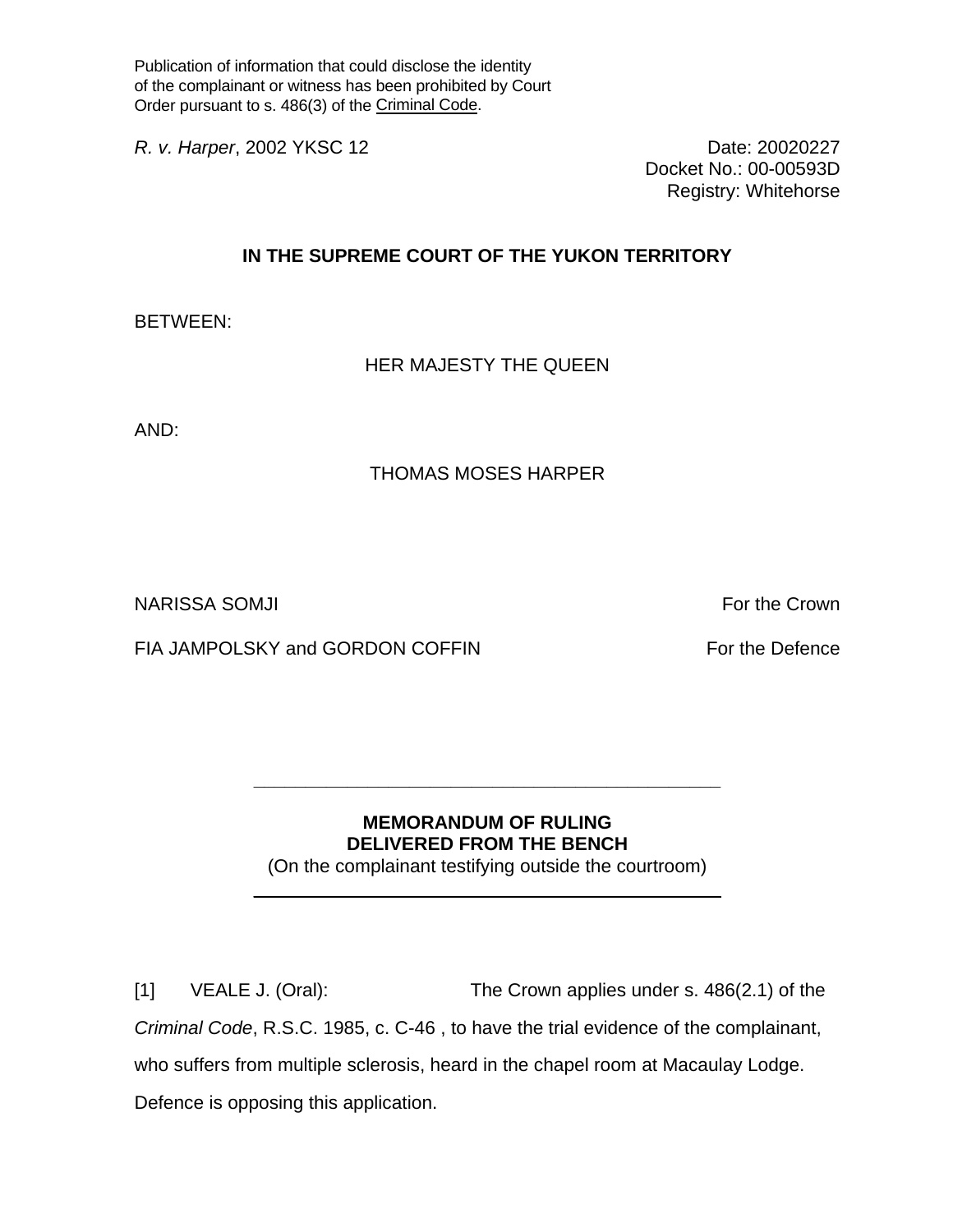Publication of information that could disclose the identity of the complainant or witness has been prohibited by Court Order pursuant to s. 486(3) of the Criminal Code.

*R. v. Harper*, 2002 YKSC 12

Date: 20020227
Docket No.: 00-00593D
Registry: Whitehorse

**IN THE SUPREME COURT OF THE YUKON TERRITORY**

BETWEEN:

HER MAJESTY THE QUEEN

AND:

THOMAS MOSES HARPER

NARISSA SOMJI — For the Crown

FIA JAMPOLSKY and GORDON COFFIN — For the Defence

---

**MEMORANDUM OF RULING**
**DELIVERED FROM THE BENCH**
(On the complainant testifying outside the courtroom)

---

[1] VEALE J. (Oral): The Crown applies under s. 486(2.1) of the *Criminal Code*, R.S.C. 1985, c. C-46 , to have the trial evidence of the complainant, who suffers from multiple sclerosis, heard in the chapel room at Macaulay Lodge. Defence is opposing this application.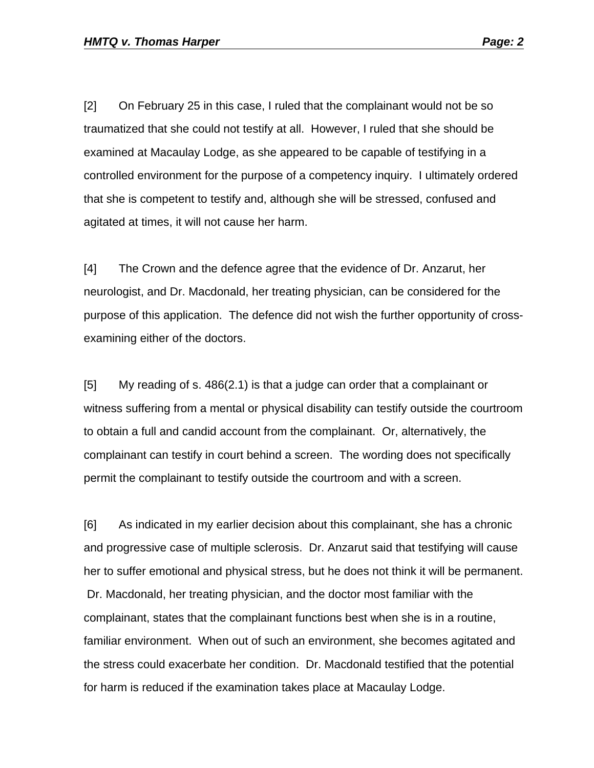[2] On February 25 in this case, I ruled that the complainant would not be so traumatized that she could not testify at all. However, I ruled that she should be examined at Macaulay Lodge, as she appeared to be capable of testifying in a controlled environment for the purpose of a competency inquiry. I ultimately ordered that she is competent to testify and, although she will be stressed, confused and agitated at times, it will not cause her harm.

[4] The Crown and the defence agree that the evidence of Dr. Anzarut, her neurologist, and Dr. Macdonald, her treating physician, can be considered for the purpose of this application. The defence did not wish the further opportunity of cross-examining either of the doctors.

[5] My reading of s. 486(2.1) is that a judge can order that a complainant or witness suffering from a mental or physical disability can testify outside the courtroom to obtain a full and candid account from the complainant. Or, alternatively, the complainant can testify in court behind a screen. The wording does not specifically permit the complainant to testify outside the courtroom and with a screen.

[6] As indicated in my earlier decision about this complainant, she has a chronic and progressive case of multiple sclerosis. Dr. Anzarut said that testifying will cause her to suffer emotional and physical stress, but he does not think it will be permanent. Dr. Macdonald, her treating physician, and the doctor most familiar with the complainant, states that the complainant functions best when she is in a routine, familiar environment. When out of such an environment, she becomes agitated and the stress could exacerbate her condition. Dr. Macdonald testified that the potential for harm is reduced if the examination takes place at Macaulay Lodge.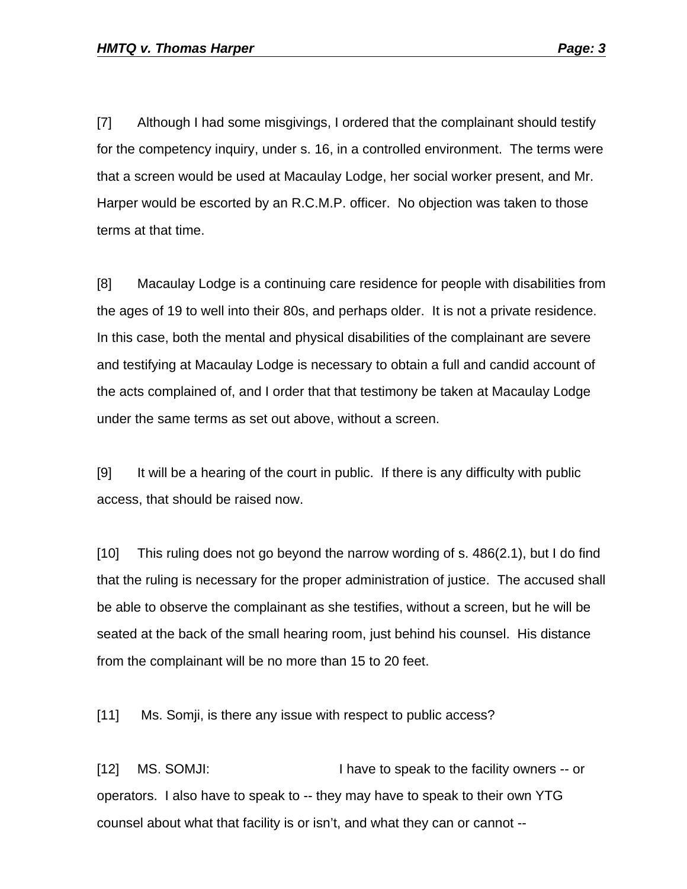[7] Although I had some misgivings, I ordered that the complainant should testify for the competency inquiry, under s. 16, in a controlled environment. The terms were that a screen would be used at Macaulay Lodge, her social worker present, and Mr. Harper would be escorted by an R.C.M.P. officer. No objection was taken to those terms at that time.

[8] Macaulay Lodge is a continuing care residence for people with disabilities from the ages of 19 to well into their 80s, and perhaps older. It is not a private residence. In this case, both the mental and physical disabilities of the complainant are severe and testifying at Macaulay Lodge is necessary to obtain a full and candid account of the acts complained of, and I order that that testimony be taken at Macaulay Lodge under the same terms as set out above, without a screen.

[9] It will be a hearing of the court in public. If there is any difficulty with public access, that should be raised now.

[10] This ruling does not go beyond the narrow wording of s. 486(2.1), but I do find that the ruling is necessary for the proper administration of justice. The accused shall be able to observe the complainant as she testifies, without a screen, but he will be seated at the back of the small hearing room, just behind his counsel. His distance from the complainant will be no more than 15 to 20 feet.

[11] Ms. Somji, is there any issue with respect to public access?

[12] MS. SOMJI: I have to speak to the facility owners -- or operators. I also have to speak to -- they may have to speak to their own YTG counsel about what that facility is or isn't, and what they can or cannot --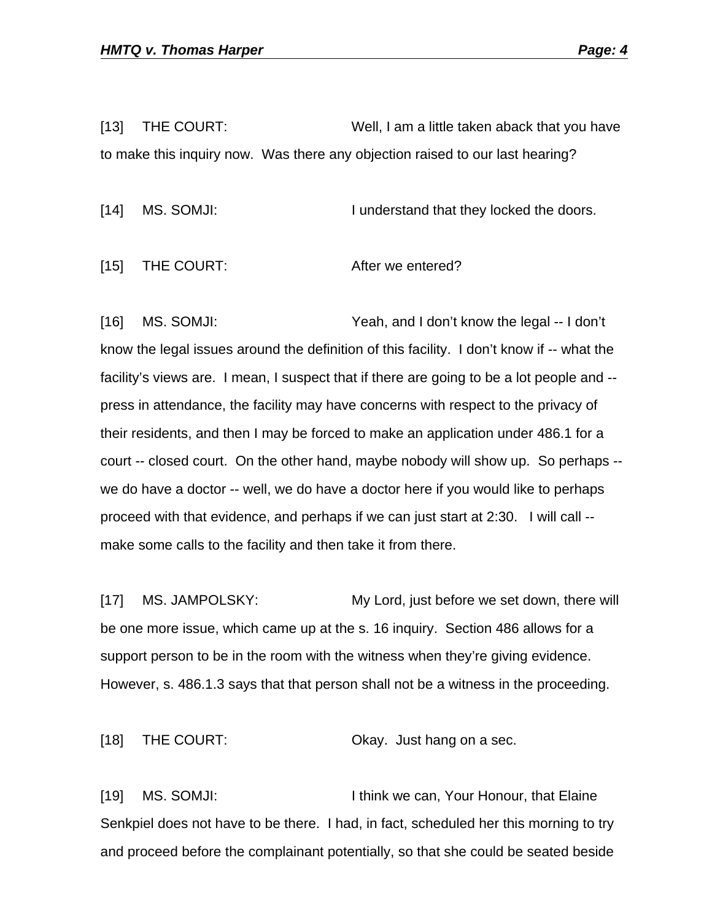[13] THE COURT: Well, I am a little taken aback that you have to make this inquiry now. Was there any objection raised to our last hearing?

[14] MS. SOMJI: I understand that they locked the doors.

[15] THE COURT: After we entered?

[16] MS. SOMJI: Yeah, and I don't know the legal -- I don't know the legal issues around the definition of this facility. I don't know if -- what the facility's views are. I mean, I suspect that if there are going to be a lot people and -- press in attendance, the facility may have concerns with respect to the privacy of their residents, and then I may be forced to make an application under 486.1 for a court -- closed court. On the other hand, maybe nobody will show up. So perhaps -- we do have a doctor -- well, we do have a doctor here if you would like to perhaps proceed with that evidence, and perhaps if we can just start at 2:30. I will call -- make some calls to the facility and then take it from there.

[17] MS. JAMPOLSKY: My Lord, just before we set down, there will be one more issue, which came up at the s. 16 inquiry. Section 486 allows for a support person to be in the room with the witness when they're giving evidence. However, s. 486.1.3 says that that person shall not be a witness in the proceeding.

[18] THE COURT: Okay. Just hang on a sec.

[19] MS. SOMJI: I think we can, Your Honour, that Elaine Senkpiel does not have to be there. I had, in fact, scheduled her this morning to try and proceed before the complainant potentially, so that she could be seated beside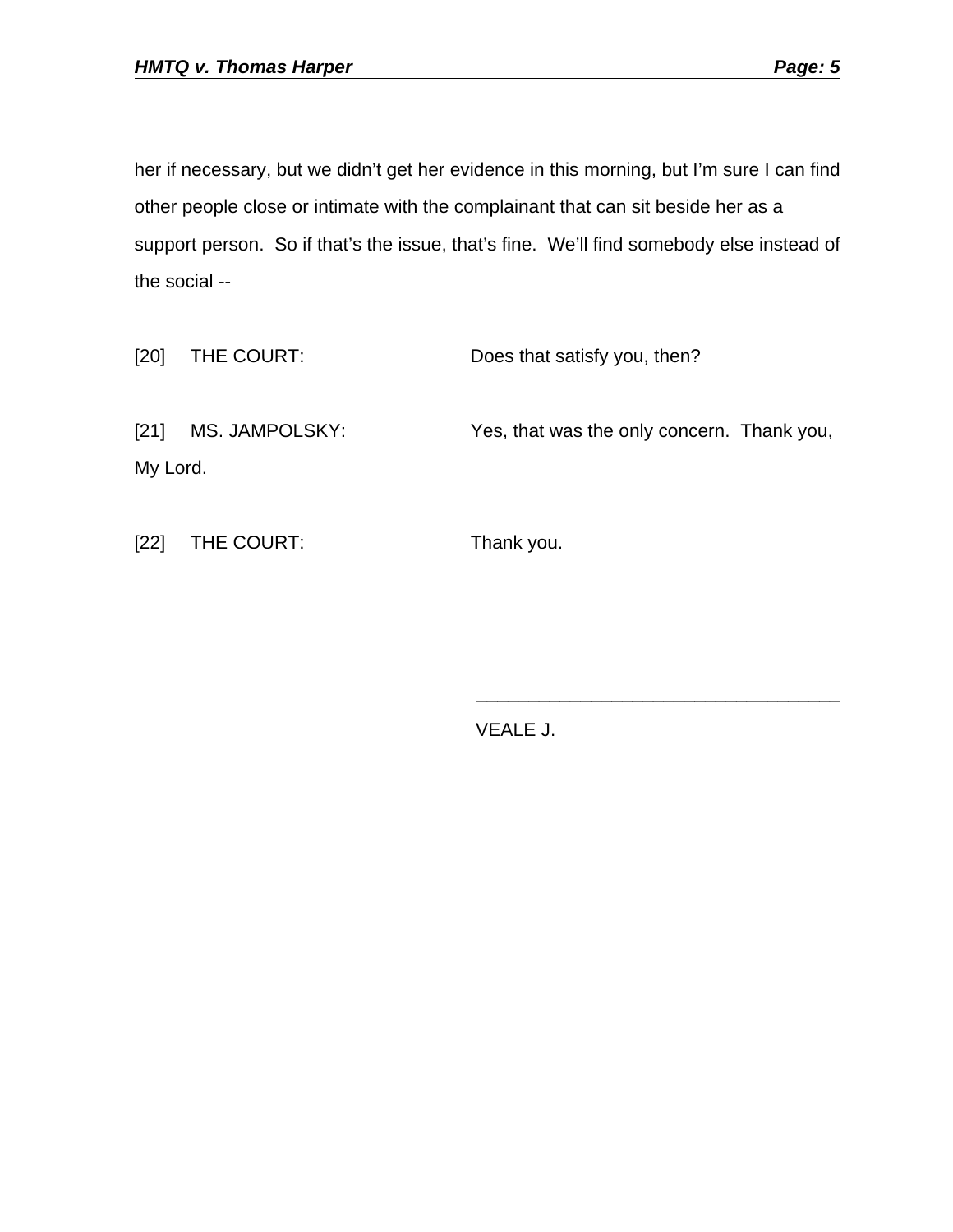her if necessary, but we didn't get her evidence in this morning, but I'm sure I can find other people close or intimate with the complainant that can sit beside her as a support person. So if that's the issue, that's fine. We'll find somebody else instead of the social --

[20] THE COURT: Does that satisfy you, then?

[21] MS. JAMPOLSKY: Yes, that was the only concern. Thank you, My Lord.

[22] THE COURT: Thank you.

___________________________________

VEALE J.